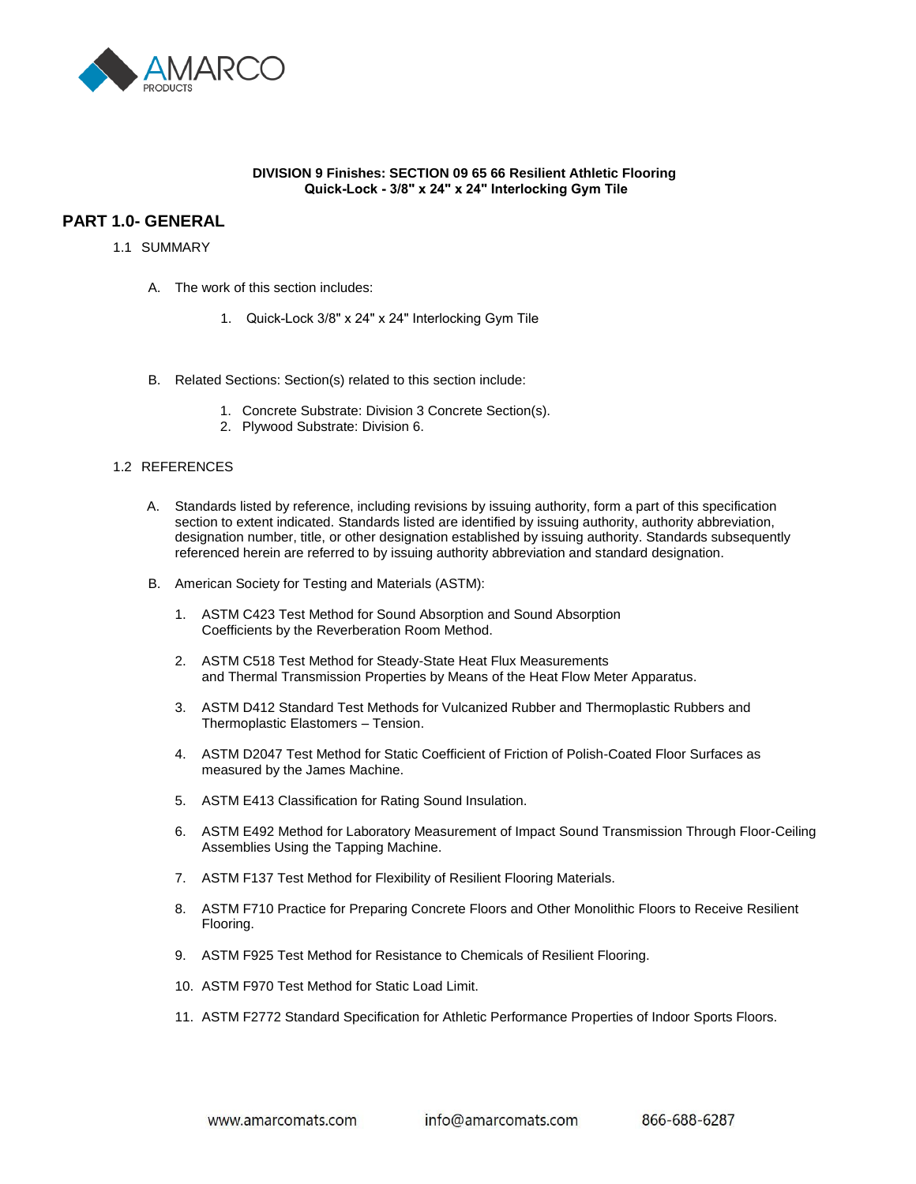AMARCO PRODUCTS

**DIVISION 9 Finishes: SECTION 09 65 66 Resilient Athletic Flooring**
**Quick-Lock - 3/8" x 24" x 24" Interlocking Gym Tile**

## PART 1.0- GENERAL

### 1.1 SUMMARY

A. The work of this section includes:

1. Quick-Lock 3/8" x 24" x 24" Interlocking Gym Tile

B. Related Sections: Section(s) related to this section include:

1. Concrete Substrate: Division 3 Concrete Section(s).
2. Plywood Substrate: Division 6.

### 1.2 REFERENCES

A. Standards listed by reference, including revisions by issuing authority, form a part of this specification section to extent indicated. Standards listed are identified by issuing authority, authority abbreviation, designation number, title, or other designation established by issuing authority. Standards subsequently referenced herein are referred to by issuing authority abbreviation and standard designation.

B. American Society for Testing and Materials (ASTM):

1. ASTM C423 Test Method for Sound Absorption and Sound Absorption Coefficients by the Reverberation Room Method.
2. ASTM C518 Test Method for Steady-State Heat Flux Measurements and Thermal Transmission Properties by Means of the Heat Flow Meter Apparatus.
3. ASTM D412 Standard Test Methods for Vulcanized Rubber and Thermoplastic Rubbers and Thermoplastic Elastomers – Tension.
4. ASTM D2047 Test Method for Static Coefficient of Friction of Polish-Coated Floor Surfaces as measured by the James Machine.
5. ASTM E413 Classification for Rating Sound Insulation.
6. ASTM E492 Method for Laboratory Measurement of Impact Sound Transmission Through Floor-Ceiling Assemblies Using the Tapping Machine.
7. ASTM F137 Test Method for Flexibility of Resilient Flooring Materials.
8. ASTM F710 Practice for Preparing Concrete Floors and Other Monolithic Floors to Receive Resilient Flooring.
9. ASTM F925 Test Method for Resistance to Chemicals of Resilient Flooring.
10. ASTM F970 Test Method for Static Load Limit.
11. ASTM F2772 Standard Specification for Athletic Performance Properties of Indoor Sports Floors.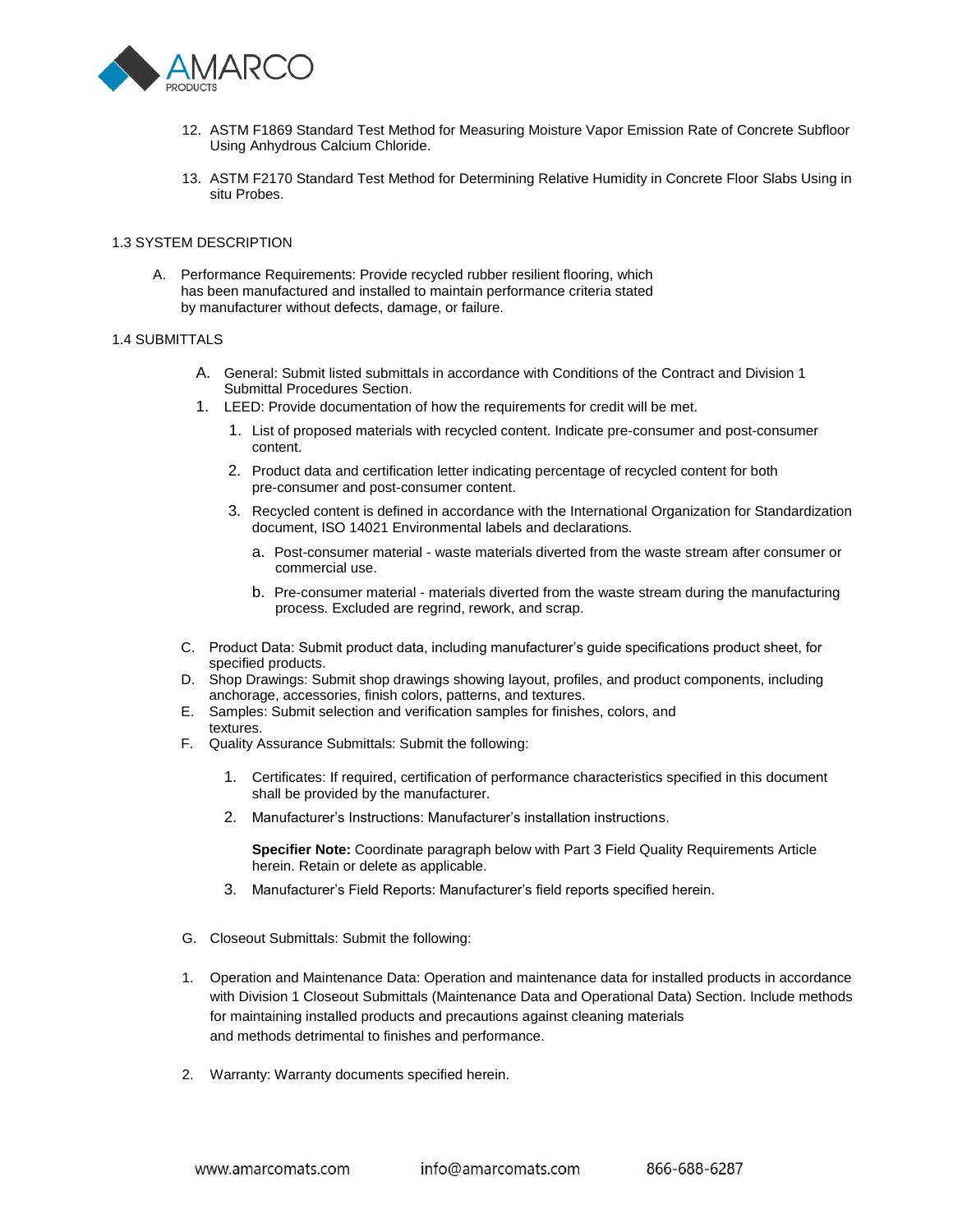12. ASTM F1869 Standard Test Method for Measuring Moisture Vapor Emission Rate of Concrete Subfloor Using Anhydrous Calcium Chloride.

13. ASTM F2170 Standard Test Method for Determining Relative Humidity in Concrete Floor Slabs Using in situ Probes.

## 1.3 SYSTEM DESCRIPTION

A. Performance Requirements: Provide recycled rubber resilient flooring, which has been manufactured and installed to maintain performance criteria stated by manufacturer without defects, damage, or failure.

## 1.4 SUBMITTALS

A. General: Submit listed submittals in accordance with Conditions of the Contract and Division 1 Submittal Procedures Section.

1. LEED: Provide documentation of how the requirements for credit will be met.
   1. List of proposed materials with recycled content. Indicate pre-consumer and post-consumer content.
   2. Product data and certification letter indicating percentage of recycled content for both pre-consumer and post-consumer content.
   3. Recycled content is defined in accordance with the International Organization for Standardization document, ISO 14021 Environmental labels and declarations.
      a. Post-consumer material - waste materials diverted from the waste stream after consumer or commercial use.
      b. Pre-consumer material - materials diverted from the waste stream during the manufacturing process. Excluded are regrind, rework, and scrap.

C. Product Data: Submit product data, including manufacturer's guide specifications product sheet, for specified products.

D. Shop Drawings: Submit shop drawings showing layout, profiles, and product components, including anchorage, accessories, finish colors, patterns, and textures.

E. Samples: Submit selection and verification samples for finishes, colors, and textures.

F. Quality Assurance Submittals: Submit the following:

1. Certificates: If required, certification of performance characteristics specified in this document shall be provided by the manufacturer.
2. Manufacturer's Instructions: Manufacturer's installation instructions.

   **Specifier Note:** Coordinate paragraph below with Part 3 Field Quality Requirements Article herein. Retain or delete as applicable.

3. Manufacturer's Field Reports: Manufacturer's field reports specified herein.

G. Closeout Submittals: Submit the following:

1. Operation and Maintenance Data: Operation and maintenance data for installed products in accordance with Division 1 Closeout Submittals (Maintenance Data and Operational Data) Section. Include methods for maintaining installed products and precautions against cleaning materials and methods detrimental to finishes and performance.

2. Warranty: Warranty documents specified herein.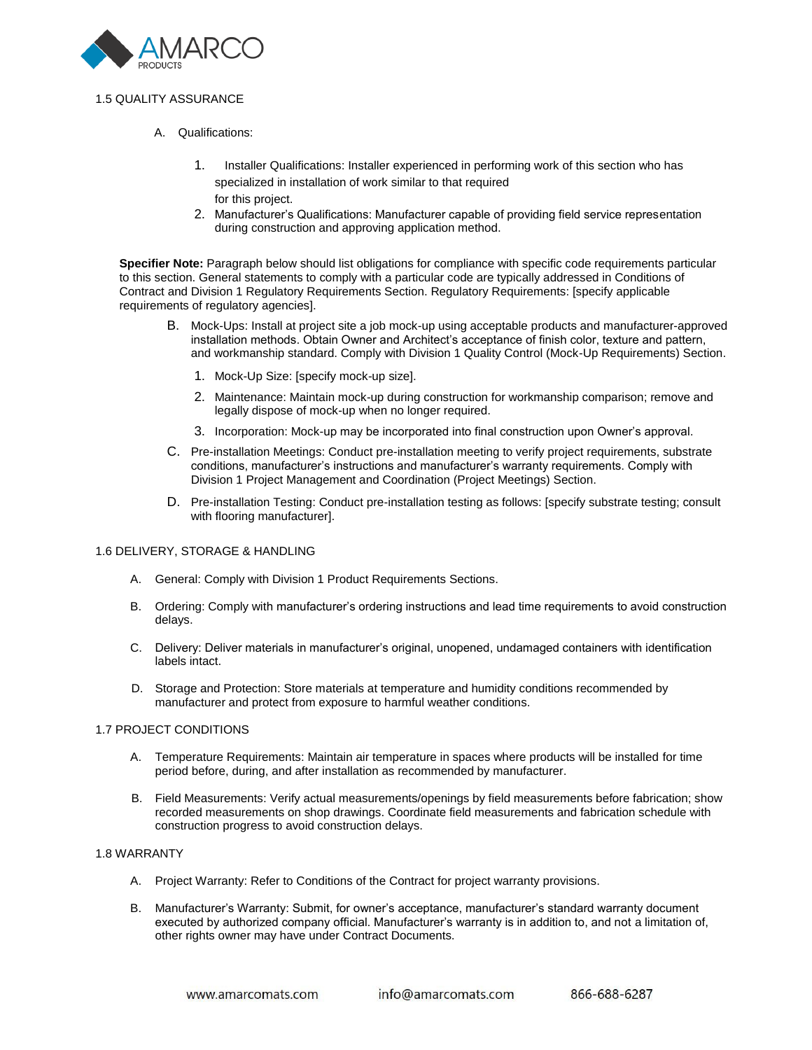## 1.5 QUALITY ASSURANCE

A. Qualifications:

1. Installer Qualifications: Installer experienced in performing work of this section who has specialized in installation of work similar to that required for this project.
2. Manufacturer's Qualifications: Manufacturer capable of providing field service representation during construction and approving application method.

**Specifier Note:** Paragraph below should list obligations for compliance with specific code requirements particular to this section. General statements to comply with a particular code are typically addressed in Conditions of Contract and Division 1 Regulatory Requirements Section. Regulatory Requirements: [specify applicable requirements of regulatory agencies].

B. Mock-Ups: Install at project site a job mock-up using acceptable products and manufacturer-approved installation methods. Obtain Owner and Architect's acceptance of finish color, texture and pattern, and workmanship standard. Comply with Division 1 Quality Control (Mock-Up Requirements) Section.

1. Mock-Up Size: [specify mock-up size].
2. Maintenance: Maintain mock-up during construction for workmanship comparison; remove and legally dispose of mock-up when no longer required.
3. Incorporation: Mock-up may be incorporated into final construction upon Owner's approval.

C. Pre-installation Meetings: Conduct pre-installation meeting to verify project requirements, substrate conditions, manufacturer's instructions and manufacturer's warranty requirements. Comply with Division 1 Project Management and Coordination (Project Meetings) Section.

D. Pre-installation Testing: Conduct pre-installation testing as follows: [specify substrate testing; consult with flooring manufacturer].

## 1.6 DELIVERY, STORAGE & HANDLING

A. General: Comply with Division 1 Product Requirements Sections.

B. Ordering: Comply with manufacturer's ordering instructions and lead time requirements to avoid construction delays.

C. Delivery: Deliver materials in manufacturer's original, unopened, undamaged containers with identification labels intact.

D. Storage and Protection: Store materials at temperature and humidity conditions recommended by manufacturer and protect from exposure to harmful weather conditions.

## 1.7 PROJECT CONDITIONS

A. Temperature Requirements: Maintain air temperature in spaces where products will be installed for time period before, during, and after installation as recommended by manufacturer.

B. Field Measurements: Verify actual measurements/openings by field measurements before fabrication; show recorded measurements on shop drawings. Coordinate field measurements and fabrication schedule with construction progress to avoid construction delays.

## 1.8 WARRANTY

A. Project Warranty: Refer to Conditions of the Contract for project warranty provisions.

B. Manufacturer's Warranty: Submit, for owner's acceptance, manufacturer's standard warranty document executed by authorized company official. Manufacturer's warranty is in addition to, and not a limitation of, other rights owner may have under Contract Documents.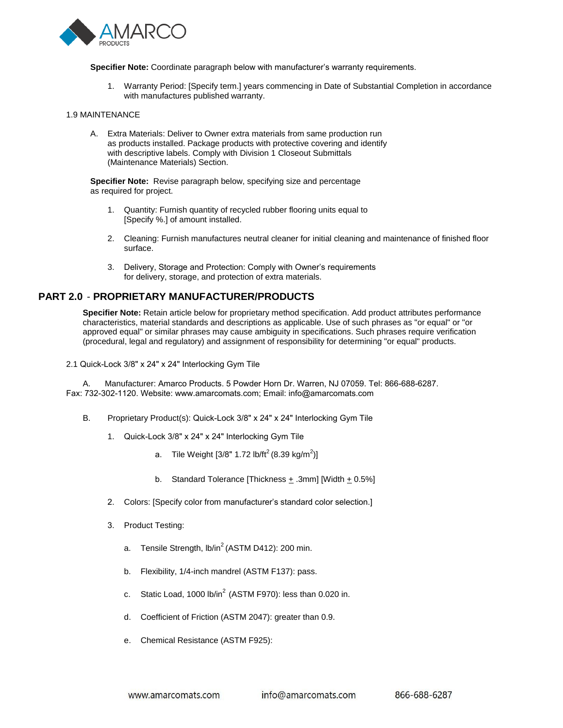**Specifier Note:** Coordinate paragraph below with manufacturer's warranty requirements.

1. Warranty Period: [Specify term.] years commencing in Date of Substantial Completion in accordance with manufactures published warranty.

1.9 MAINTENANCE

A. Extra Materials: Deliver to Owner extra materials from same production run as products installed. Package products with protective covering and identify with descriptive labels. Comply with Division 1 Closeout Submittals (Maintenance Materials) Section.

**Specifier Note:** Revise paragraph below, specifying size and percentage as required for project.

1. Quantity: Furnish quantity of recycled rubber flooring units equal to [Specify %.] of amount installed.

2. Cleaning: Furnish manufactures neutral cleaner for initial cleaning and maintenance of finished floor surface.

3. Delivery, Storage and Protection: Comply with Owner's requirements for delivery, storage, and protection of extra materials.

## PART 2.0 - PROPRIETARY MANUFACTURER/PRODUCTS

**Specifier Note:** Retain article below for proprietary method specification. Add product attributes performance characteristics, material standards and descriptions as applicable. Use of such phrases as "or equal" or "or approved equal" or similar phrases may cause ambiguity in specifications. Such phrases require verification (procedural, legal and regulatory) and assignment of responsibility for determining "or equal" products.

2.1 Quick-Lock 3/8" x 24" x 24" Interlocking Gym Tile

A. Manufacturer: Amarco Products. 5 Powder Horn Dr. Warren, NJ 07059. Tel: 866-688-6287. Fax: 732-302-1120. Website: www.amarcomats.com; Email: info@amarcomats.com

B. Proprietary Product(s): Quick-Lock 3/8" x 24" x 24" Interlocking Gym Tile

1. Quick-Lock 3/8" x 24" x 24" Interlocking Gym Tile

    a. Tile Weight [3/8" 1.72 lb/ft$^2$ (8.39 kg/m$^2$)]

    b. Standard Tolerance [Thickness ± .3mm] [Width ± 0.5%]

2. Colors: [Specify color from manufacturer's standard color selection.]

3. Product Testing:

    a. Tensile Strength, lb/in$^2$ (ASTM D412): 200 min.

    b. Flexibility, 1/4-inch mandrel (ASTM F137): pass.

    c. Static Load, 1000 lb/in$^2$ (ASTM F970): less than 0.020 in.

    d. Coefficient of Friction (ASTM 2047): greater than 0.9.

    e. Chemical Resistance (ASTM F925):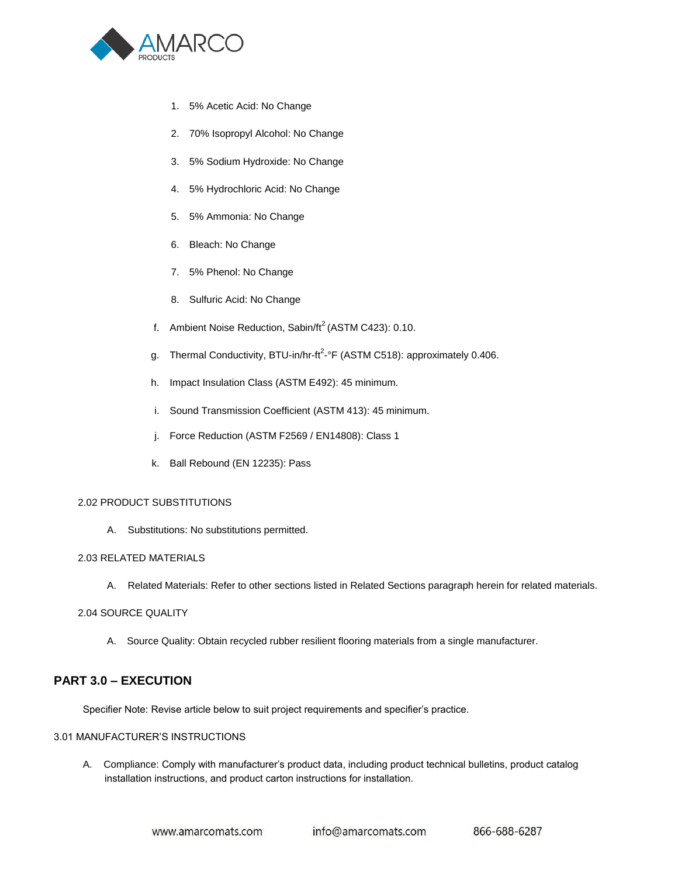1. 5% Acetic Acid: No Change
2. 70% Isopropyl Alcohol: No Change
3. 5% Sodium Hydroxide: No Change
4. 5% Hydrochloric Acid: No Change
5. 5% Ammonia: No Change
6. Bleach: No Change
7. 5% Phenol: No Change
8. Sulfuric Acid: No Change

f. Ambient Noise Reduction, Sabin/ft$^2$ (ASTM C423): 0.10.

g. Thermal Conductivity, BTU-in/hr-ft$^2$-°F (ASTM C518): approximately 0.406.

h. Impact Insulation Class (ASTM E492): 45 minimum.

i. Sound Transmission Coefficient (ASTM 413): 45 minimum.

j. Force Reduction (ASTM F2569 / EN14808): Class 1

k. Ball Rebound (EN 12235): Pass

2.02 PRODUCT SUBSTITUTIONS

A. Substitutions: No substitutions permitted.

2.03 RELATED MATERIALS

A. Related Materials: Refer to other sections listed in Related Sections paragraph herein for related materials.

2.04 SOURCE QUALITY

A. Source Quality: Obtain recycled rubber resilient flooring materials from a single manufacturer.

## PART 3.0 – EXECUTION

Specifier Note: Revise article below to suit project requirements and specifier's practice.

3.01 MANUFACTURER'S INSTRUCTIONS

A. Compliance: Comply with manufacturer's product data, including product technical bulletins, product catalog installation instructions, and product carton instructions for installation.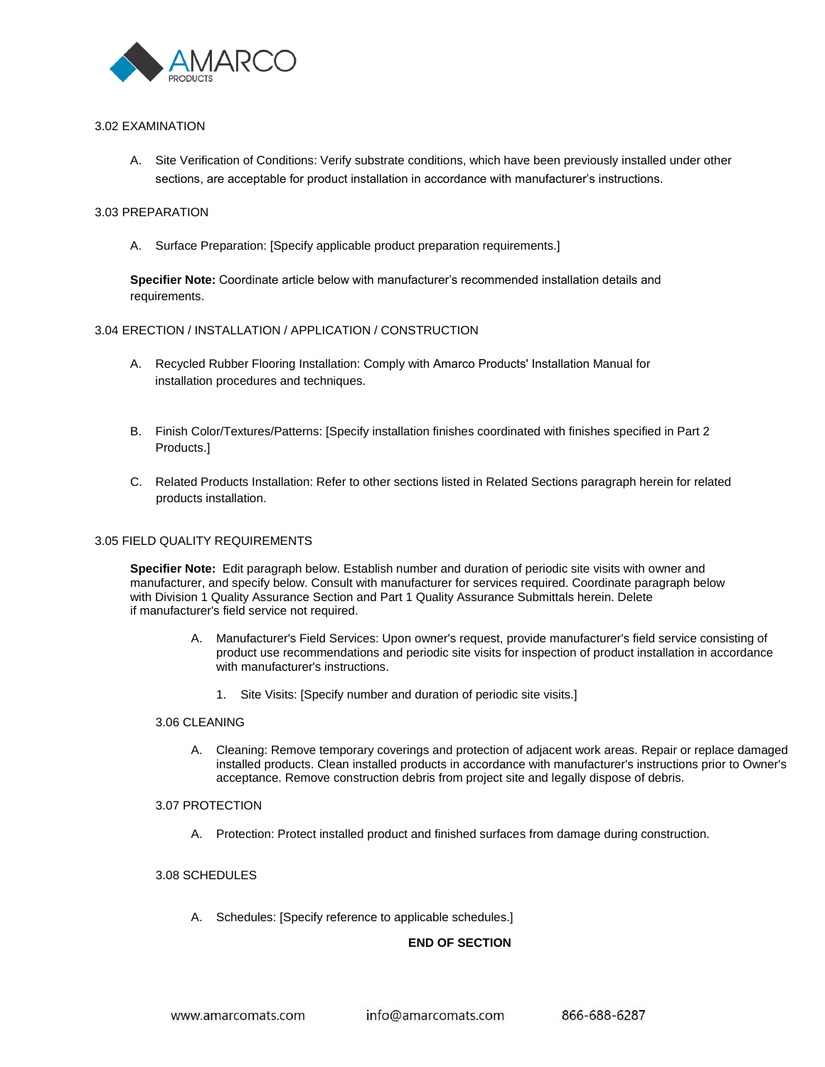3.02 EXAMINATION

A. Site Verification of Conditions: Verify substrate conditions, which have been previously installed under other sections, are acceptable for product installation in accordance with manufacturer's instructions.

3.03 PREPARATION

A. Surface Preparation: [Specify applicable product preparation requirements.]

**Specifier Note:** Coordinate article below with manufacturer's recommended installation details and requirements.

3.04 ERECTION / INSTALLATION / APPLICATION / CONSTRUCTION

A. Recycled Rubber Flooring Installation: Comply with Amarco Products' Installation Manual for installation procedures and techniques.

B. Finish Color/Textures/Patterns: [Specify installation finishes coordinated with finishes specified in Part 2 Products.]

C. Related Products Installation: Refer to other sections listed in Related Sections paragraph herein for related products installation.

3.05 FIELD QUALITY REQUIREMENTS

**Specifier Note:** Edit paragraph below. Establish number and duration of periodic site visits with owner and manufacturer, and specify below. Consult with manufacturer for services required. Coordinate paragraph below with Division 1 Quality Assurance Section and Part 1 Quality Assurance Submittals herein. Delete if manufacturer's field service not required.

A. Manufacturer's Field Services: Upon owner's request, provide manufacturer's field service consisting of product use recommendations and periodic site visits for inspection of product installation in accordance with manufacturer's instructions.

1. Site Visits: [Specify number and duration of periodic site visits.]

3.06 CLEANING

A. Cleaning: Remove temporary coverings and protection of adjacent work areas. Repair or replace damaged installed products. Clean installed products in accordance with manufacturer's instructions prior to Owner's acceptance. Remove construction debris from project site and legally dispose of debris.

3.07 PROTECTION

A. Protection: Protect installed product and finished surfaces from damage during construction.

3.08 SCHEDULES

A. Schedules: [Specify reference to applicable schedules.]

**END OF SECTION**